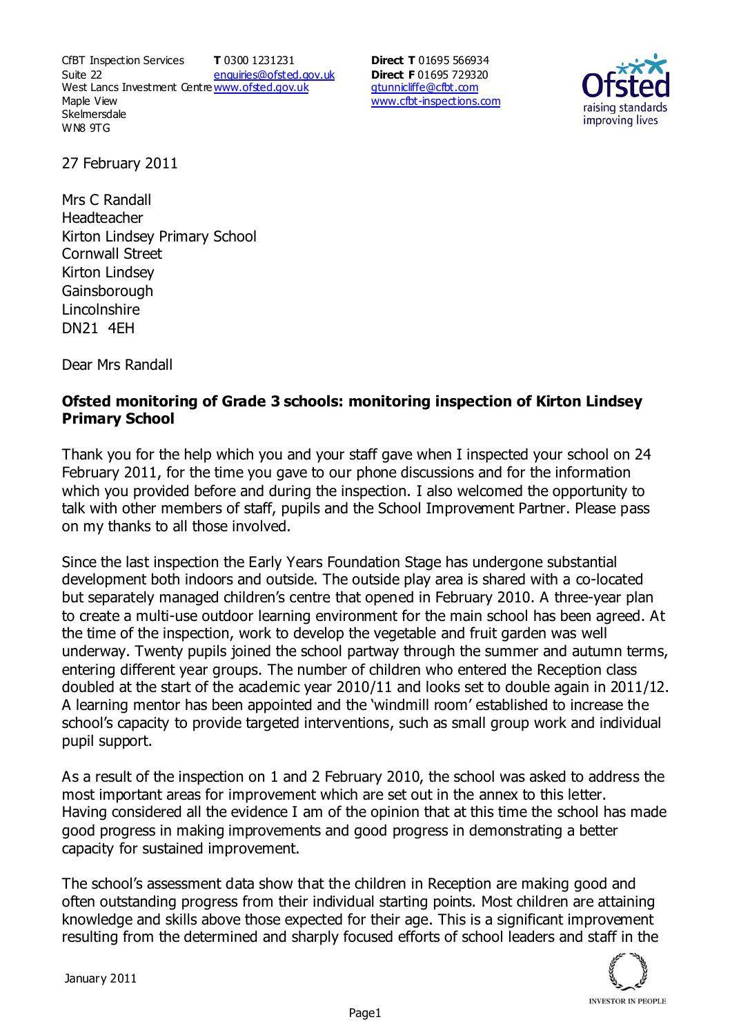CfBT Inspection Services
Suite 22
West Lancs Investment Centre
Maple View
Skelmersdale
WN8 9TG

**T** 0300 1231231
enquiries@ofsted.gov.uk
www.ofsted.gov.uk

**Direct T** 01695 566934
**Direct F** 01695 729320
gtunnicliffe@cfbt.com
www.cfbt-inspections.com

27 February 2011

Mrs C Randall
Headteacher
Kirton Lindsey Primary School
Cornwall Street
Kirton Lindsey
Gainsborough
Lincolnshire
DN21 4EH

Dear Mrs Randall

**Ofsted monitoring of Grade 3 schools: monitoring inspection of Kirton Lindsey Primary School**

Thank you for the help which you and your staff gave when I inspected your school on 24 February 2011, for the time you gave to our phone discussions and for the information which you provided before and during the inspection. I also welcomed the opportunity to talk with other members of staff, pupils and the School Improvement Partner. Please pass on my thanks to all those involved.

Since the last inspection the Early Years Foundation Stage has undergone substantial development both indoors and outside. The outside play area is shared with a co-located but separately managed children's centre that opened in February 2010. A three-year plan to create a multi-use outdoor learning environment for the main school has been agreed. At the time of the inspection, work to develop the vegetable and fruit garden was well underway. Twenty pupils joined the school partway through the summer and autumn terms, entering different year groups. The number of children who entered the Reception class doubled at the start of the academic year 2010/11 and looks set to double again in 2011/12. A learning mentor has been appointed and the 'windmill room' established to increase the school's capacity to provide targeted interventions, such as small group work and individual pupil support.

As a result of the inspection on 1 and 2 February 2010, the school was asked to address the most important areas for improvement which are set out in the annex to this letter. Having considered all the evidence I am of the opinion that at this time the school has made good progress in making improvements and good progress in demonstrating a better capacity for sustained improvement.

The school's assessment data show that the children in Reception are making good and often outstanding progress from their individual starting points. Most children are attaining knowledge and skills above those expected for their age. This is a significant improvement resulting from the determined and sharply focused efforts of school leaders and staff in the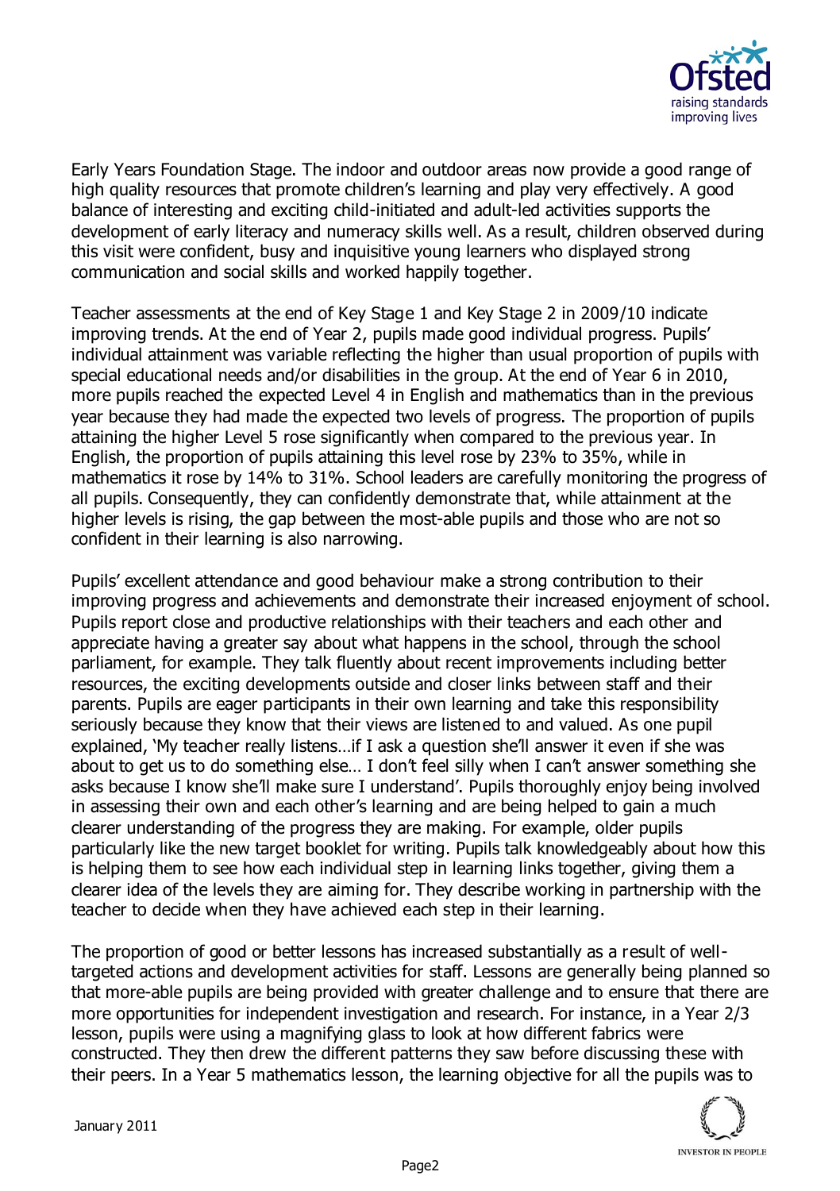Early Years Foundation Stage. The indoor and outdoor areas now provide a good range of high quality resources that promote children's learning and play very effectively. A good balance of interesting and exciting child-initiated and adult-led activities supports the development of early literacy and numeracy skills well. As a result, children observed during this visit were confident, busy and inquisitive young learners who displayed strong communication and social skills and worked happily together.

Teacher assessments at the end of Key Stage 1 and Key Stage 2 in 2009/10 indicate improving trends. At the end of Year 2, pupils made good individual progress. Pupils' individual attainment was variable reflecting the higher than usual proportion of pupils with special educational needs and/or disabilities in the group. At the end of Year 6 in 2010, more pupils reached the expected Level 4 in English and mathematics than in the previous year because they had made the expected two levels of progress. The proportion of pupils attaining the higher Level 5 rose significantly when compared to the previous year. In English, the proportion of pupils attaining this level rose by 23% to 35%, while in mathematics it rose by 14% to 31%. School leaders are carefully monitoring the progress of all pupils. Consequently, they can confidently demonstrate that, while attainment at the higher levels is rising, the gap between the most-able pupils and those who are not so confident in their learning is also narrowing.

Pupils' excellent attendance and good behaviour make a strong contribution to their improving progress and achievements and demonstrate their increased enjoyment of school. Pupils report close and productive relationships with their teachers and each other and appreciate having a greater say about what happens in the school, through the school parliament, for example. They talk fluently about recent improvements including better resources, the exciting developments outside and closer links between staff and their parents. Pupils are eager participants in their own learning and take this responsibility seriously because they know that their views are listened to and valued. As one pupil explained, 'My teacher really listens…if I ask a question she'll answer it even if she was about to get us to do something else… I don't feel silly when I can't answer something she asks because I know she'll make sure I understand'. Pupils thoroughly enjoy being involved in assessing their own and each other's learning and are being helped to gain a much clearer understanding of the progress they are making. For example, older pupils particularly like the new target booklet for writing. Pupils talk knowledgeably about how this is helping them to see how each individual step in learning links together, giving them a clearer idea of the levels they are aiming for. They describe working in partnership with the teacher to decide when they have achieved each step in their learning.

The proportion of good or better lessons has increased substantially as a result of well-targeted actions and development activities for staff. Lessons are generally being planned so that more-able pupils are being provided with greater challenge and to ensure that there are more opportunities for independent investigation and research. For instance, in a Year 2/3 lesson, pupils were using a magnifying glass to look at how different fabrics were constructed. They then drew the different patterns they saw before discussing these with their peers. In a Year 5 mathematics lesson, the learning objective for all the pupils was to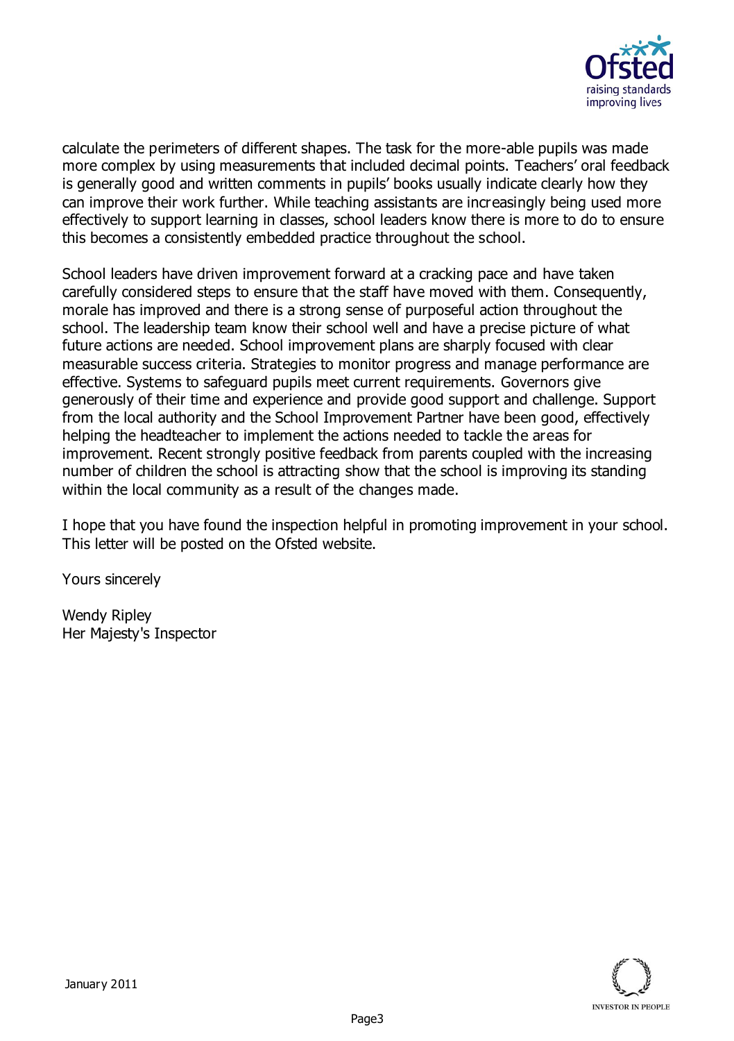calculate the perimeters of different shapes. The task for the more-able pupils was made more complex by using measurements that included decimal points. Teachers' oral feedback is generally good and written comments in pupils' books usually indicate clearly how they can improve their work further. While teaching assistants are increasingly being used more effectively to support learning in classes, school leaders know there is more to do to ensure this becomes a consistently embedded practice throughout the school.

School leaders have driven improvement forward at a cracking pace and have taken carefully considered steps to ensure that the staff have moved with them. Consequently, morale has improved and there is a strong sense of purposeful action throughout the school. The leadership team know their school well and have a precise picture of what future actions are needed. School improvement plans are sharply focused with clear measurable success criteria. Strategies to monitor progress and manage performance are effective. Systems to safeguard pupils meet current requirements. Governors give generously of their time and experience and provide good support and challenge. Support from the local authority and the School Improvement Partner have been good, effectively helping the headteacher to implement the actions needed to tackle the areas for improvement. Recent strongly positive feedback from parents coupled with the increasing number of children the school is attracting show that the school is improving its standing within the local community as a result of the changes made.

I hope that you have found the inspection helpful in promoting improvement in your school. This letter will be posted on the Ofsted website.

Yours sincerely

Wendy Ripley
Her Majesty's Inspector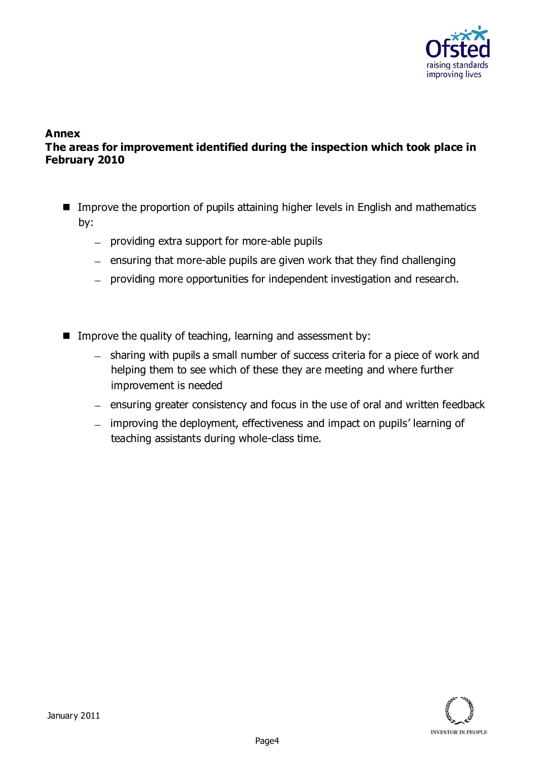**Annex**

**The areas for improvement identified during the inspection which took place in February 2010**

- Improve the proportion of pupils attaining higher levels in English and mathematics by:
  - providing extra support for more-able pupils
  - ensuring that more-able pupils are given work that they find challenging
  - providing more opportunities for independent investigation and research.

- Improve the quality of teaching, learning and assessment by:
  - sharing with pupils a small number of success criteria for a piece of work and helping them to see which of these they are meeting and where further improvement is needed
  - ensuring greater consistency and focus in the use of oral and written feedback
  - improving the deployment, effectiveness and impact on pupils' learning of teaching assistants during whole-class time.